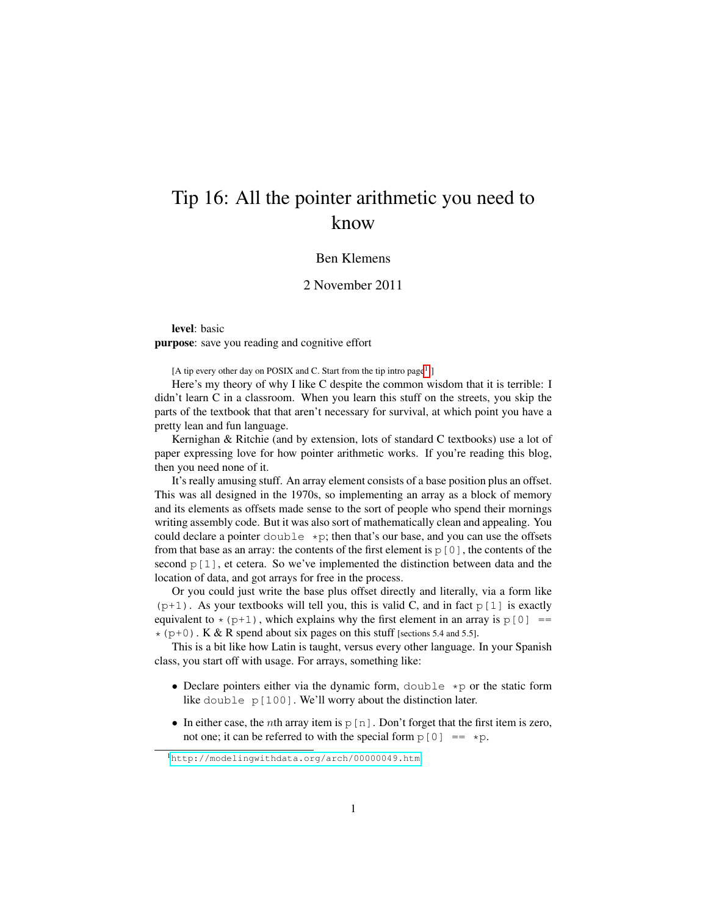# Tip 16: All the pointer arithmetic you need to know

Ben Klemens

2 November 2011

**level**: basic
**purpose**: save you reading and cognitive effort

[A tip every other day on POSIX and C. Start from the tip intro page[1]]

Here's my theory of why I like C despite the common wisdom that it is terrible: I didn't learn C in a classroom. When you learn this stuff on the streets, you skip the parts of the textbook that that aren't necessary for survival, at which point you have a pretty lean and fun language.

Kernighan & Ritchie (and by extension, lots of standard C textbooks) use a lot of paper expressing love for how pointer arithmetic works. If you're reading this blog, then you need none of it.

It's really amusing stuff. An array element consists of a base position plus an offset. This was all designed in the 1970s, so implementing an array as a block of memory and its elements as offsets made sense to the sort of people who spend their mornings writing assembly code. But it was also sort of mathematically clean and appealing. You could declare a pointer `double *p`; then that's our base, and you can use the offsets from that base as an array: the contents of the first element is `p[0]`, the contents of the second `p[1]`, et cetera. So we've implemented the distinction between data and the location of data, and got arrays for free in the process.

Or you could just write the base plus offset directly and literally, via a form like `(p+1)`. As your textbooks will tell you, this is valid C, and in fact `p[1]` is exactly equivalent to `*(p+1)`, which explains why the first element in an array is `p[0] == *(p+0)`. K & R spend about six pages on this stuff [sections 5.4 and 5.5].

This is a bit like how Latin is taught, versus every other language. In your Spanish class, you start off with usage. For arrays, something like:

- Declare pointers either via the dynamic form, `double *p` or the static form like `double p[100]`. We'll worry about the distinction later.
- In either case, the $n$th array item is `p[n]`. Don't forget that the first item is zero, not one; it can be referred to with the special form `p[0] == *p`.

[1] http://modelingwithdata.org/arch/00000049.htm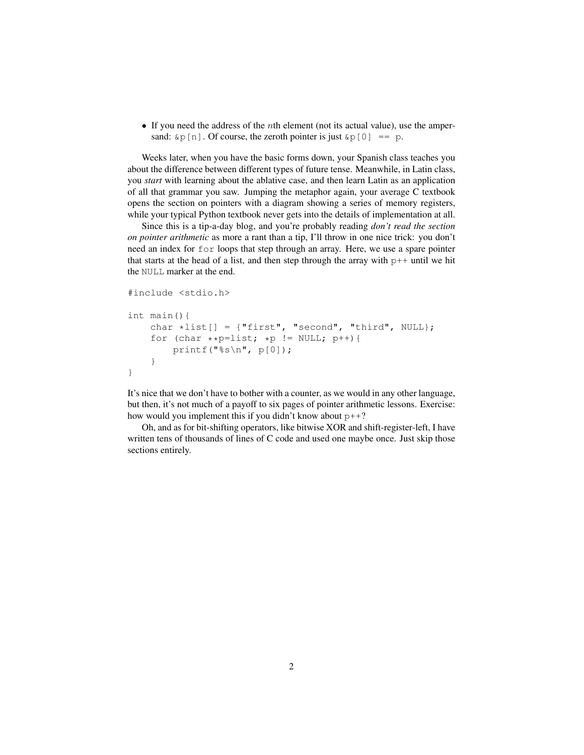- If you need the address of the $n$th element (not its actual value), use the ampersand: `&p[n]`. Of course, the zeroth pointer is just `&p[0] == p`.

Weeks later, when you have the basic forms down, your Spanish class teaches you about the difference between different types of future tense. Meanwhile, in Latin class, you ***start*** with learning about the ablative case, and then learn Latin as an application of all that grammar you saw. Jumping the metaphor again, your average C textbook opens the section on pointers with a diagram showing a series of memory registers, while your typical Python textbook never gets into the details of implementation at all.

Since this is a tip-a-day blog, and you're probably reading *don't read the section on pointer arithmetic* as more a rant than a tip, I'll throw in one nice trick: you don't need an index for `for` loops that step through an array. Here, we use a spare pointer that starts at the head of a list, and then step through the array with `p++` until we hit the `NULL` marker at the end.

```
#include <stdio.h>

int main(){
    char *list[] = {"first", "second", "third", NULL};
    for (char **p=list; *p != NULL; p++){
        printf("%s\n", p[0]);
    }
}
```

It's nice that we don't have to bother with a counter, as we would in any other language, but then, it's not much of a payoff to six pages of pointer arithmetic lessons. Exercise: how would you implement this if you didn't know about `p++`?

Oh, and as for bit-shifting operators, like bitwise XOR and shift-register-left, I have written tens of thousands of lines of C code and used one maybe once. Just skip those sections entirely.